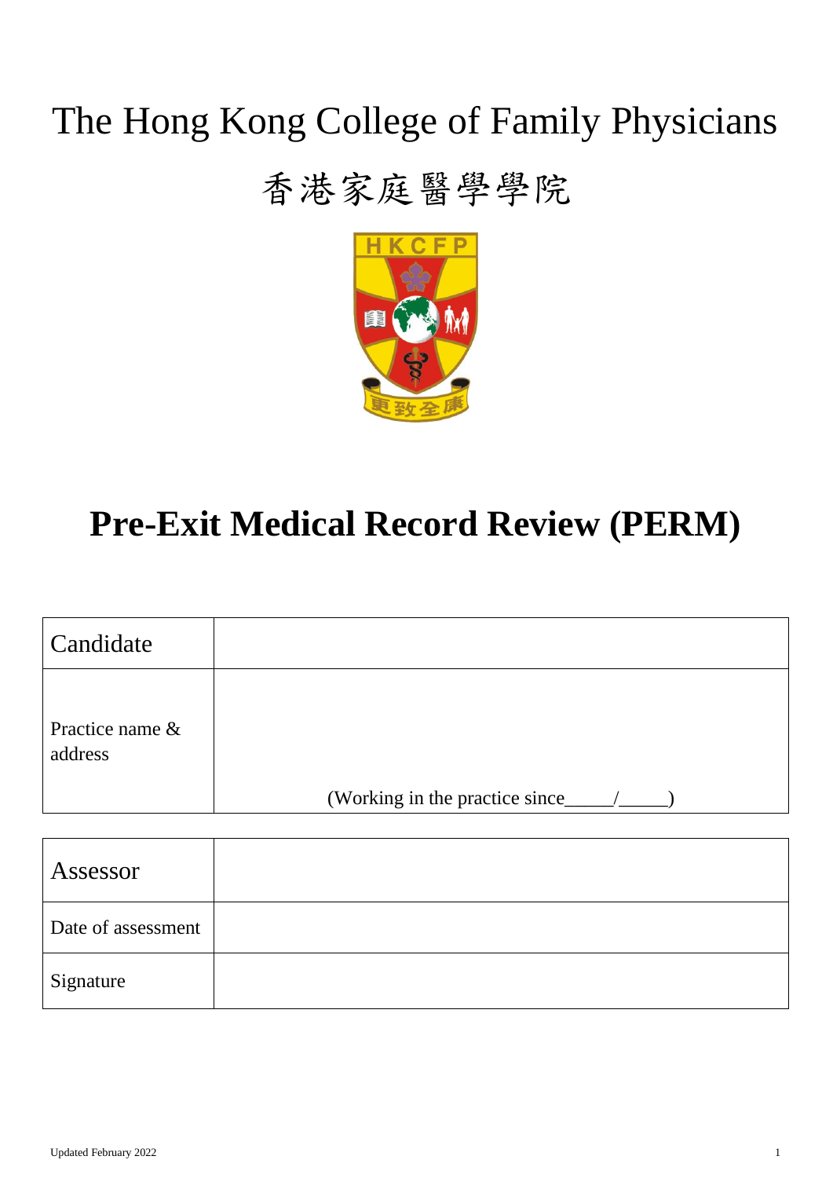# The Hong Kong College of Family Physicians

# 香港家庭醫學學院

# Pre-Exit Medical Record Review (PERM)

| Candidate | |
|---|---|
| Practice name & address | (Working in the practice since_____/_____) |

| Assessor | |
|---|---|
| Date of assessment | |
| Signature | |

Updated February 2022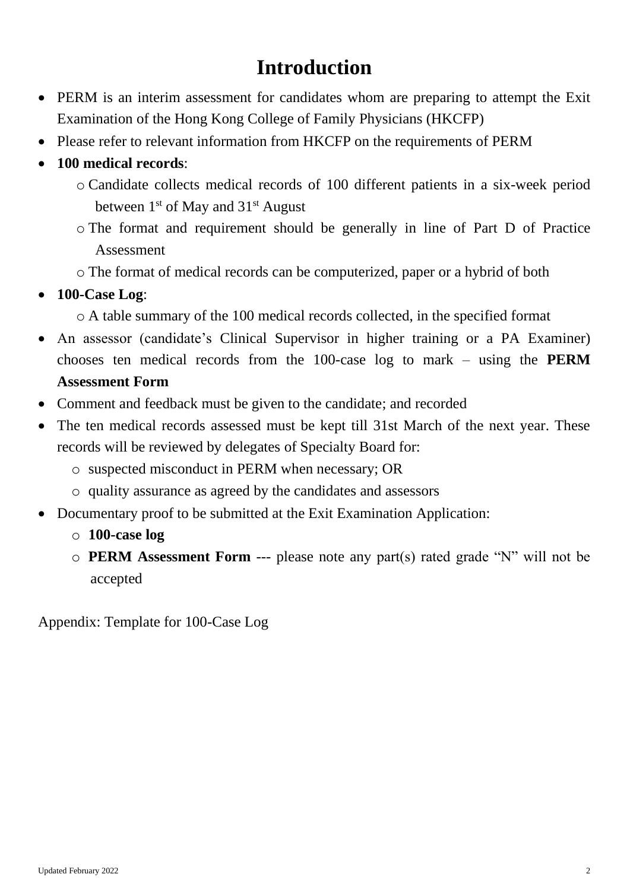# Introduction

- PERM is an interim assessment for candidates whom are preparing to attempt the Exit Examination of the Hong Kong College of Family Physicians (HKCFP)
- Please refer to relevant information from HKCFP on the requirements of PERM
- **100 medical records**:
    - Candidate collects medical records of 100 different patients in a six-week period between 1st of May and 31st August
    - The format and requirement should be generally in line of Part D of Practice Assessment
    - The format of medical records can be computerized, paper or a hybrid of both
- **100-Case Log**:
    - A table summary of the 100 medical records collected, in the specified format
- An assessor (candidate's Clinical Supervisor in higher training or a PA Examiner) chooses ten medical records from the 100-case log to mark – using the **PERM Assessment Form**
- Comment and feedback must be given to the candidate; and recorded
- The ten medical records assessed must be kept till 31st March of the next year. These records will be reviewed by delegates of Specialty Board for:
    - suspected misconduct in PERM when necessary; OR
    - quality assurance as agreed by the candidates and assessors
- Documentary proof to be submitted at the Exit Examination Application:
    - **100-case log**
    - **PERM Assessment Form** --- please note any part(s) rated grade "N" will not be accepted

Appendix: Template for 100-Case Log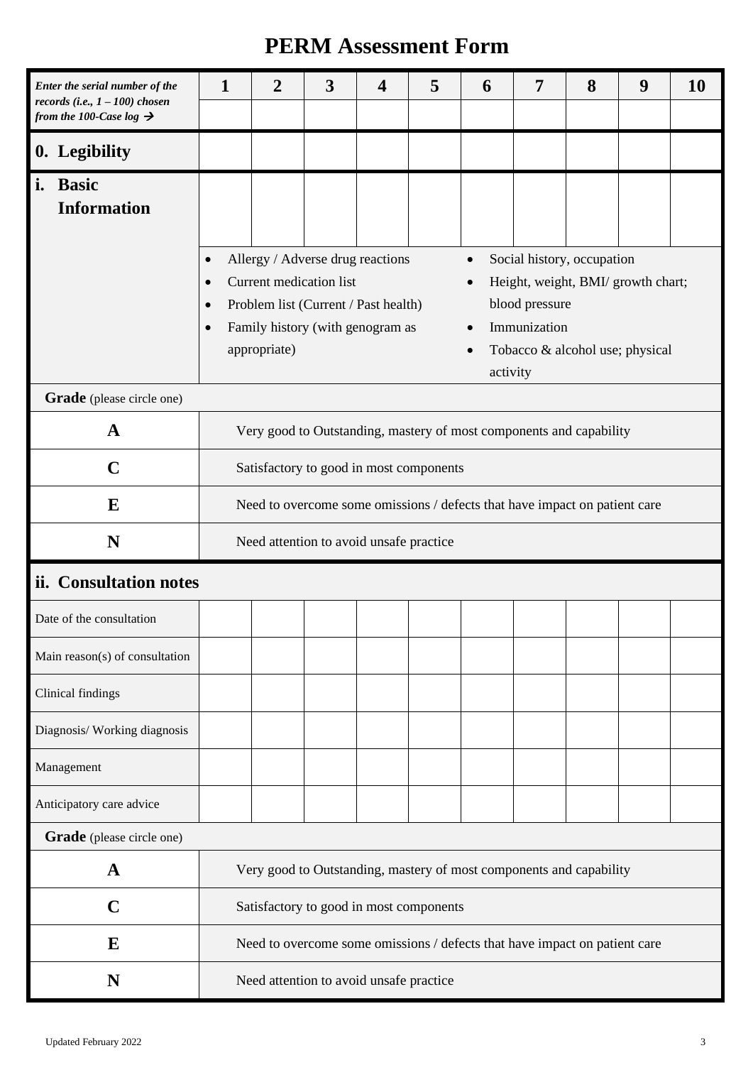# PERM Assessment Form

| *Enter the serial number of the records (i.e., 1 – 100) chosen from the 100-Case log →* | **1** | **2** | **3** | **4** | **5** | **6** | **7** | **8** | **9** | **10** |
|---|---|---|---|---|---|---|---|---|---|---|
| | | | | | | | | | | |
| **0. Legibility** | | | | | | | | | | |
| **i. Basic Information** | | | | | | | | | | |

- Allergy / Adverse drug reactions
- Current medication list
- Problem list (Current / Past health)
- Family history (with genogram as appropriate)
- Social history, occupation
- Height, weight, BMI/ growth chart; blood pressure
- Immunization
- Tobacco & alcohol use; physical activity

**Grade** (please circle one)

| | |
|---|---|
| **A** | Very good to Outstanding, mastery of most components and capability |
| **C** | Satisfactory to good in most components |
| **E** | Need to overcome some omissions / defects that have impact on patient care |
| **N** | Need attention to avoid unsafe practice |

## ii. Consultation notes

| | 1 | 2 | 3 | 4 | 5 | 6 | 7 | 8 | 9 | 10 |
|---|---|---|---|---|---|---|---|---|---|---|
| Date of the consultation | | | | | | | | | | |
| Main reason(s) of consultation | | | | | | | | | | |
| Clinical findings | | | | | | | | | | |
| Diagnosis/ Working diagnosis | | | | | | | | | | |
| Management | | | | | | | | | | |
| Anticipatory care advice | | | | | | | | | | |

**Grade** (please circle one)

| | |
|---|---|
| **A** | Very good to Outstanding, mastery of most components and capability |
| **C** | Satisfactory to good in most components |
| **E** | Need to overcome some omissions / defects that have impact on patient care |
| **N** | Need attention to avoid unsafe practice |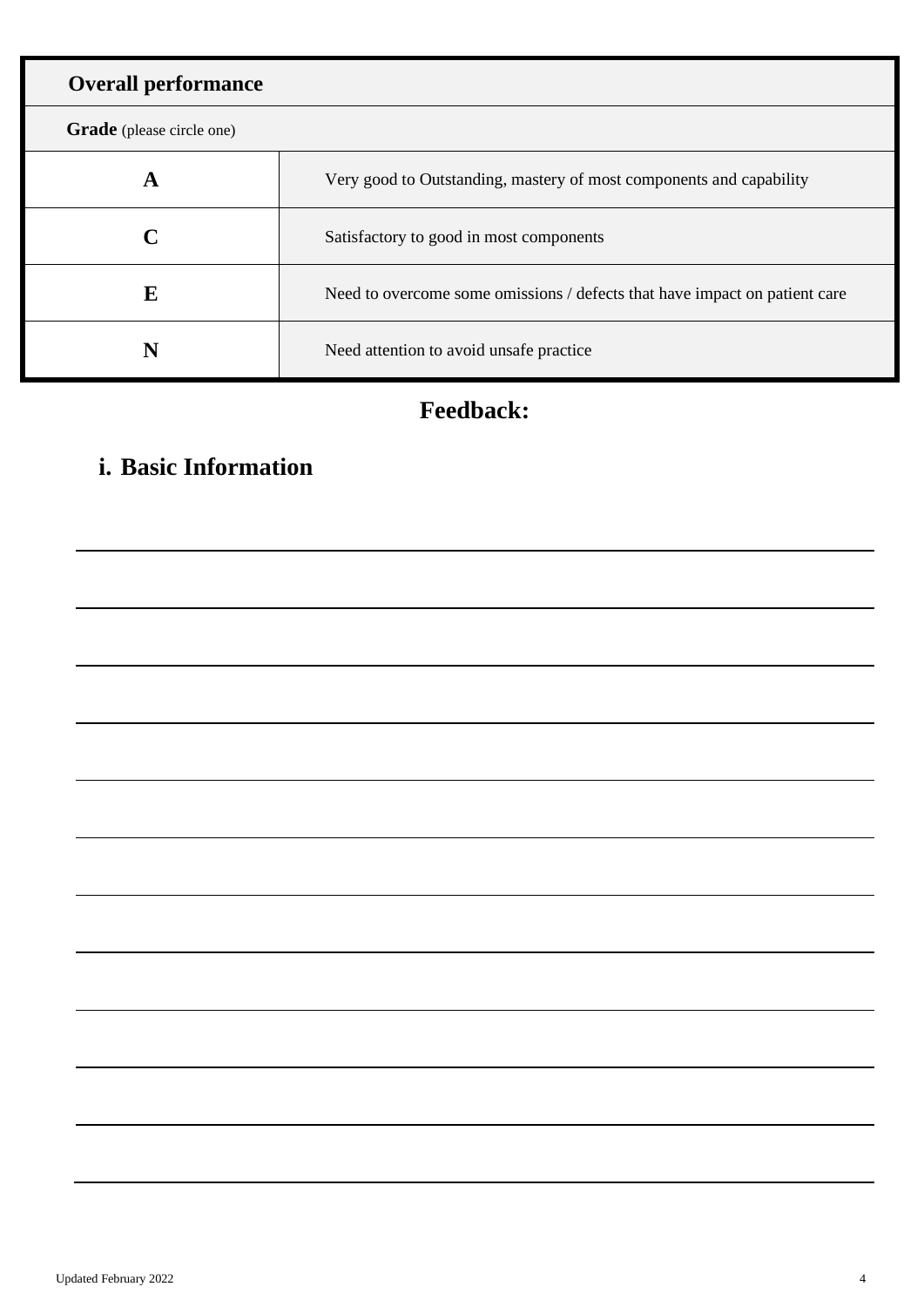| **Overall performance** | |
|---|---|
| **Grade** (please circle one) | |
| **A** | Very good to Outstanding, mastery of most components and capability |
| **C** | Satisfactory to good in most components |
| **E** | Need to overcome some omissions / defects that have impact on patient care |
| **N** | Need attention to avoid unsafe practice |

## Feedback:

### i. Basic Information

______________________________________________________________________

______________________________________________________________________

______________________________________________________________________

______________________________________________________________________

______________________________________________________________________

______________________________________________________________________

______________________________________________________________________

______________________________________________________________________

______________________________________________________________________

______________________________________________________________________

______________________________________________________________________

______________________________________________________________________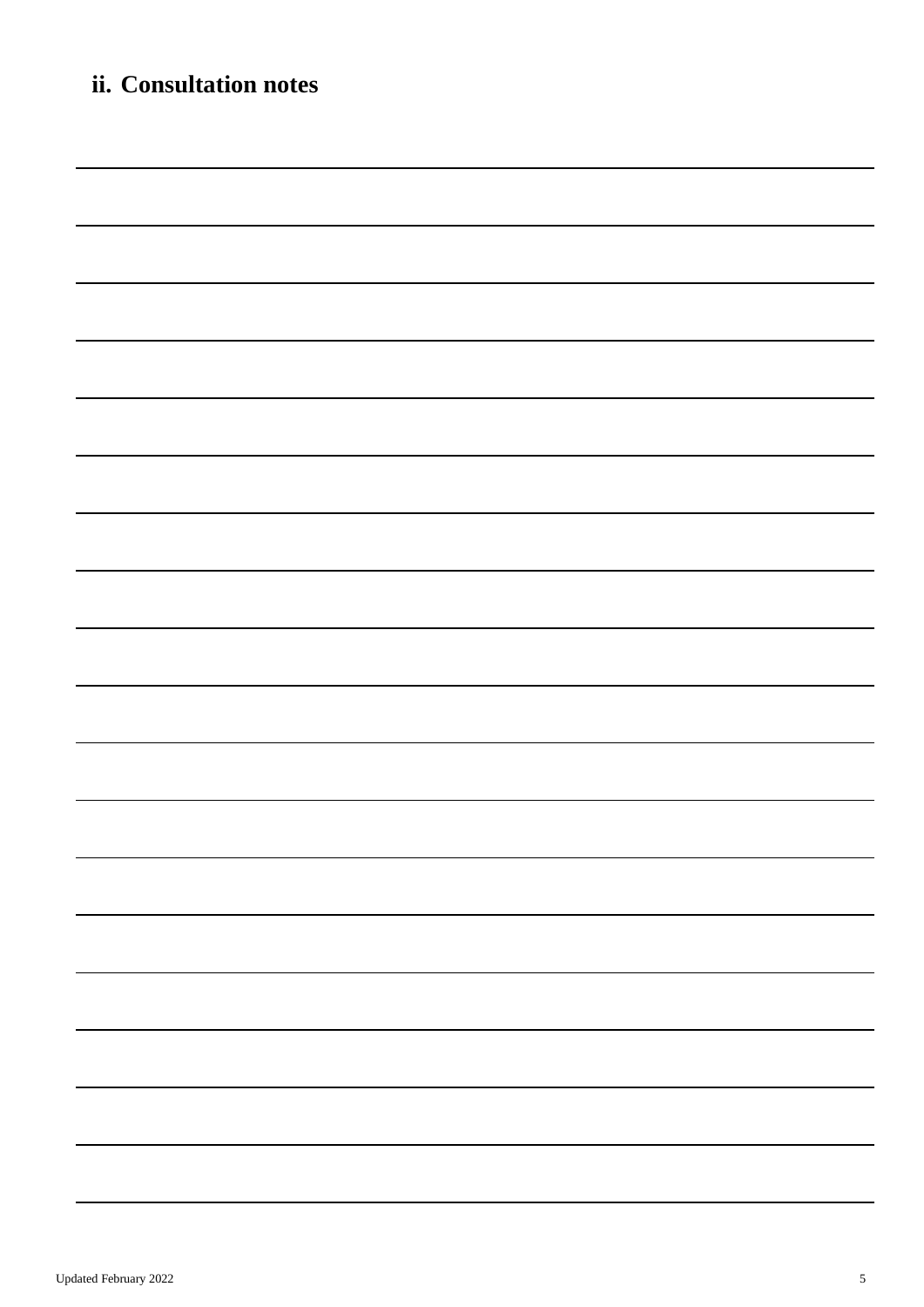## ii. Consultation notes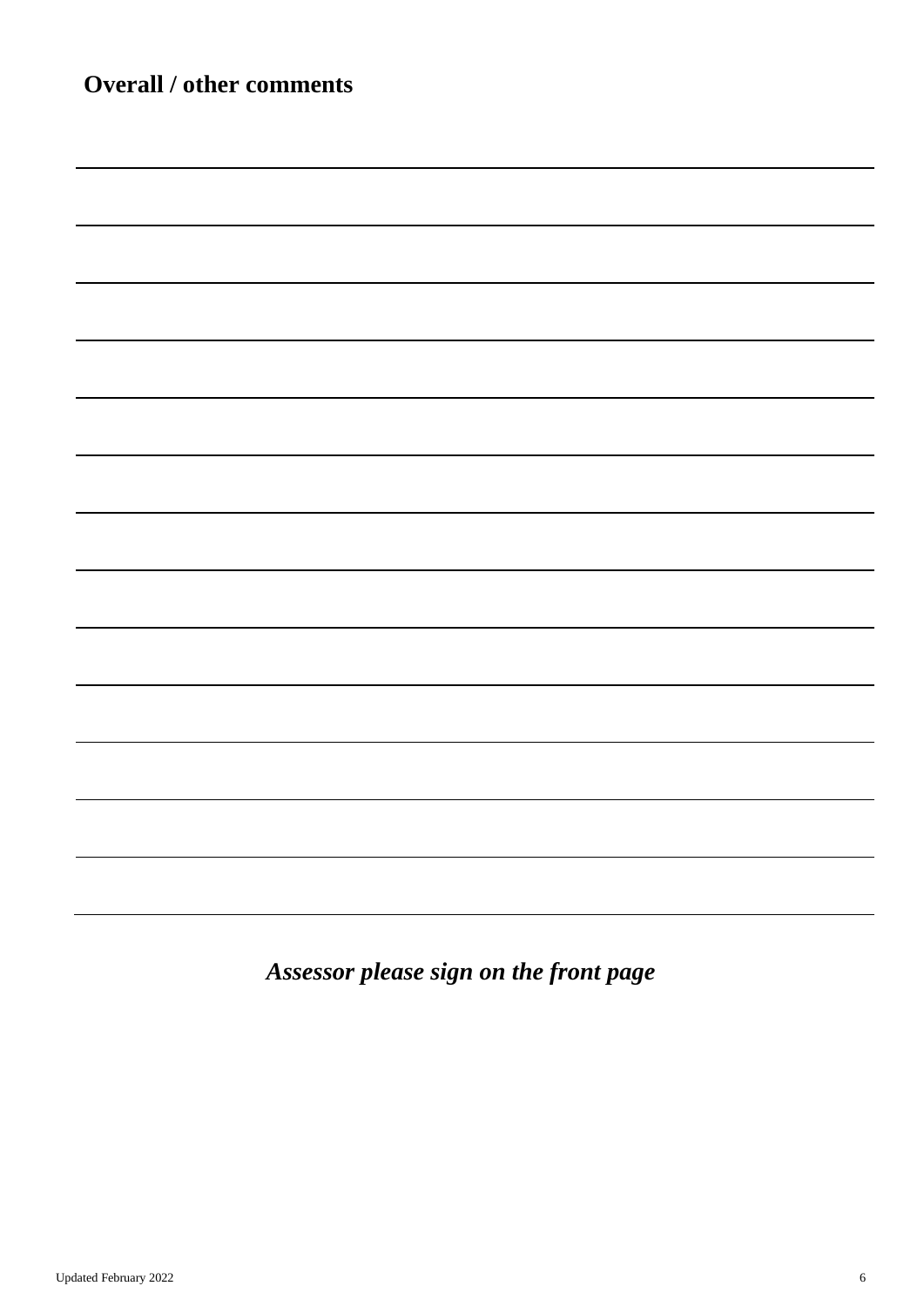**Overall / other comments**

***Assessor please sign on the front page***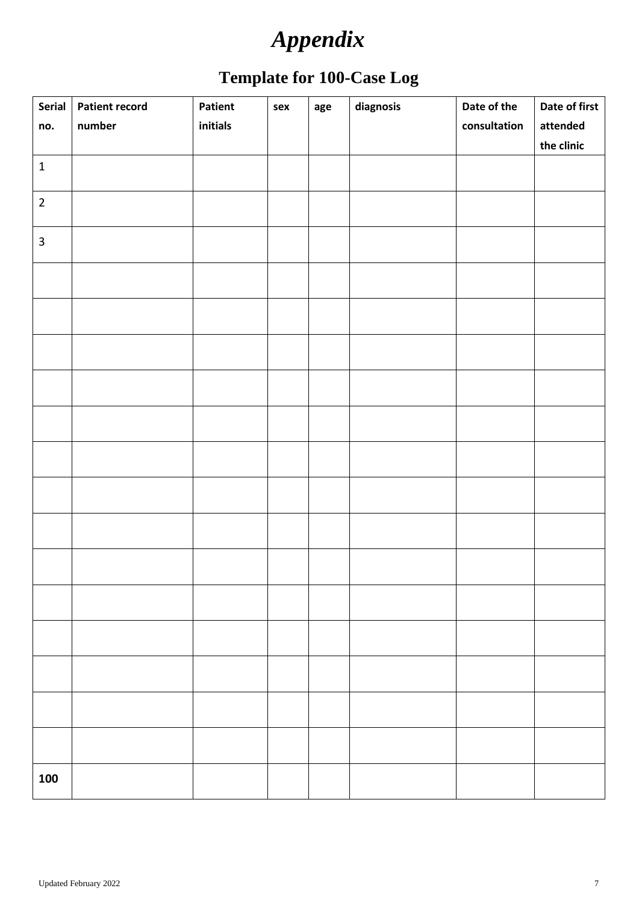# *Appendix*

## Template for 100-Case Log

| Serial no. | Patient record number | Patient initials | sex | age | diagnosis | Date of the consultation | Date of first attended the clinic |
|---|---|---|---|---|---|---|---|
| 1 | | | | | | | |
| 2 | | | | | | | |
| 3 | | | | | | | |
| | | | | | | | |
| | | | | | | | |
| | | | | | | | |
| | | | | | | | |
| | | | | | | | |
| | | | | | | | |
| | | | | | | | |
| | | | | | | | |
| | | | | | | | |
| | | | | | | | |
| | | | | | | | |
| | | | | | | | |
| | | | | | | | |
| | | | | | | | |
| **100** | | | | | | | |

Updated February 2022